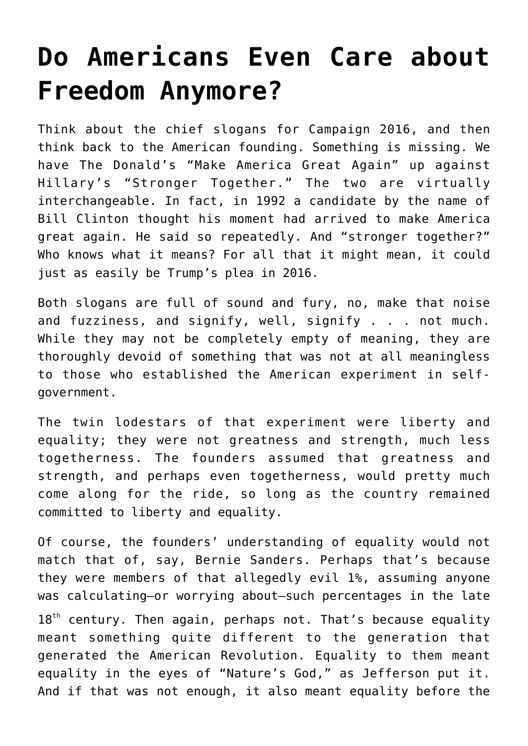# Do Americans Even Care about Freedom Anymore?

Think about the chief slogans for Campaign 2016, and then think back to the American founding. Something is missing. We have The Donald's "Make America Great Again" up against Hillary's "Stronger Together." The two are virtually interchangeable. In fact, in 1992 a candidate by the name of Bill Clinton thought his moment had arrived to make America great again. He said so repeatedly. And "stronger together?" Who knows what it means? For all that it might mean, it could just as easily be Trump's plea in 2016.

Both slogans are full of sound and fury, no, make that noise and fuzziness, and signify, well, signify . . . not much. While they may not be completely empty of meaning, they are thoroughly devoid of something that was not at all meaningless to those who established the American experiment in self-government.

The twin lodestars of that experiment were liberty and equality; they were not greatness and strength, much less togetherness. The founders assumed that greatness and strength, and perhaps even togetherness, would pretty much come along for the ride, so long as the country remained committed to liberty and equality.

Of course, the founders' understanding of equality would not match that of, say, Bernie Sanders. Perhaps that's because they were members of that allegedly evil 1%, assuming anyone was calculating—or worrying about—such percentages in the late 18th century. Then again, perhaps not. That's because equality meant something quite different to the generation that generated the American Revolution. Equality to them meant equality in the eyes of "Nature's God," as Jefferson put it. And if that was not enough, it also meant equality before the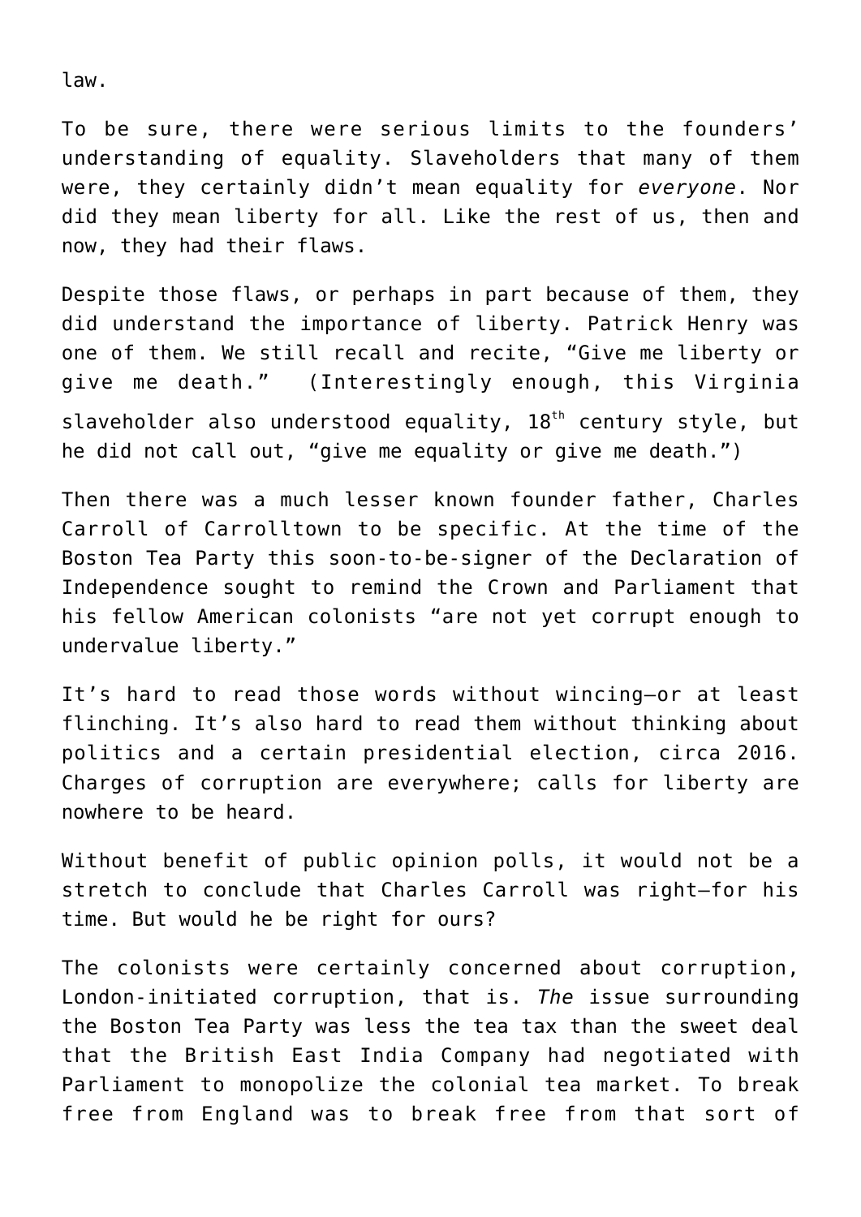law.

To be sure, there were serious limits to the founders' understanding of equality. Slaveholders that many of them were, they certainly didn't mean equality for *everyone*. Nor did they mean liberty for all. Like the rest of us, then and now, they had their flaws.

Despite those flaws, or perhaps in part because of them, they did understand the importance of liberty. Patrick Henry was one of them. We still recall and recite, "Give me liberty or give me death." (Interestingly enough, this Virginia slaveholder also understood equality, 18th century style, but he did not call out, "give me equality or give me death.")

Then there was a much lesser known founder father, Charles Carroll of Carrolltown to be specific. At the time of the Boston Tea Party this soon-to-be-signer of the Declaration of Independence sought to remind the Crown and Parliament that his fellow American colonists "are not yet corrupt enough to undervalue liberty."

It's hard to read those words without wincing—or at least flinching. It's also hard to read them without thinking about politics and a certain presidential election, circa 2016. Charges of corruption are everywhere; calls for liberty are nowhere to be heard.

Without benefit of public opinion polls, it would not be a stretch to conclude that Charles Carroll was right—for his time. But would he be right for ours?

The colonists were certainly concerned about corruption, London-initiated corruption, that is. *The* issue surrounding the Boston Tea Party was less the tea tax than the sweet deal that the British East India Company had negotiated with Parliament to monopolize the colonial tea market. To break free from England was to break free from that sort of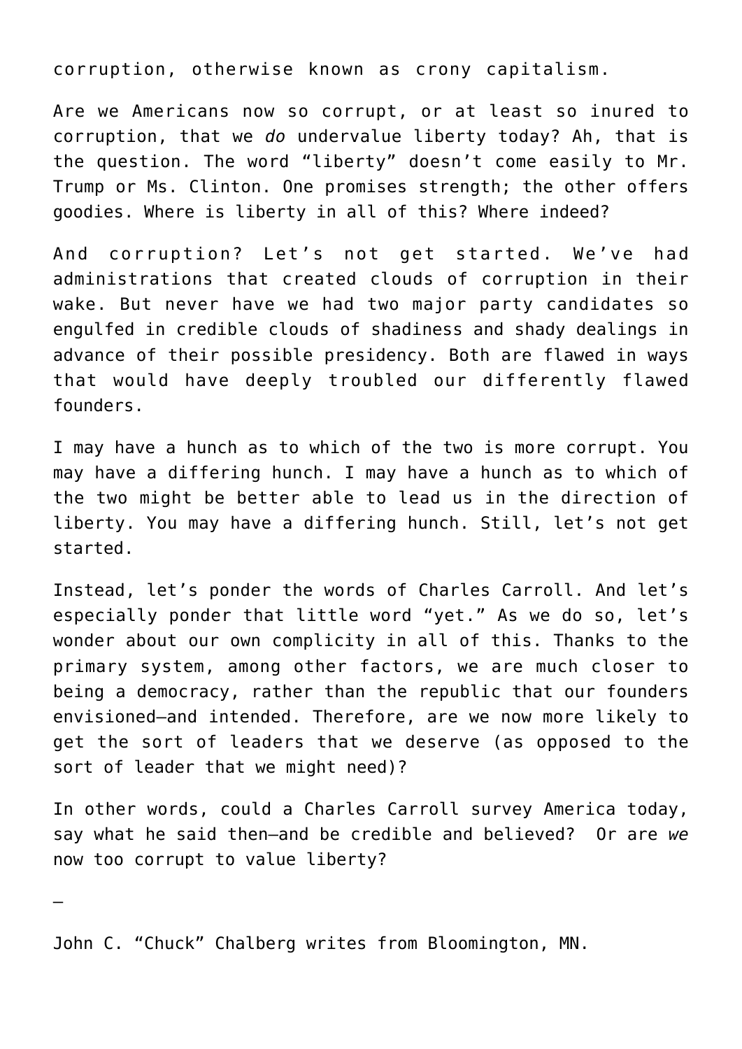corruption, otherwise known as crony capitalism.

Are we Americans now so corrupt, or at least so inured to corruption, that we *do* undervalue liberty today? Ah, that is the question. The word "liberty" doesn't come easily to Mr. Trump or Ms. Clinton. One promises strength; the other offers goodies. Where is liberty in all of this? Where indeed?

And corruption? Let's not get started. We've had administrations that created clouds of corruption in their wake. But never have we had two major party candidates so engulfed in credible clouds of shadiness and shady dealings in advance of their possible presidency. Both are flawed in ways that would have deeply troubled our differently flawed founders.

I may have a hunch as to which of the two is more corrupt. You may have a differing hunch. I may have a hunch as to which of the two might be better able to lead us in the direction of liberty. You may have a differing hunch. Still, let's not get started.

Instead, let's ponder the words of Charles Carroll. And let's especially ponder that little word "yet." As we do so, let's wonder about our own complicity in all of this. Thanks to the primary system, among other factors, we are much closer to being a democracy, rather than the republic that our founders envisioned—and intended. Therefore, are we now more likely to get the sort of leaders that we deserve (as opposed to the sort of leader that we might need)?

In other words, could a Charles Carroll survey America today, say what he said then—and be credible and believed? Or are *we* now too corrupt to value liberty?

—

John C. "Chuck" Chalberg writes from Bloomington, MN.